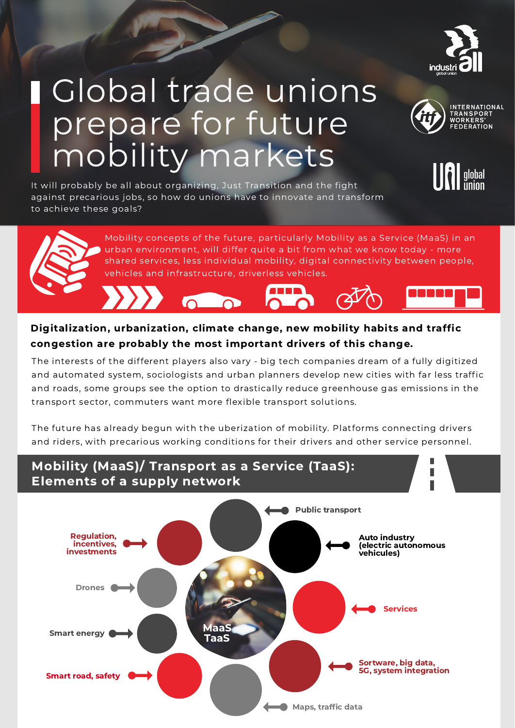# Global trade unions prepare for future mobility markets

It will probably be all about organizing, Just Transition and the fight against precarious jobs, so how do unions have to innovate and transform to achieve these goals?

Mobility concepts of the future, particularly Mobility as a Service (MaaS) in an urban environment, will differ quite a bit from what we know today - more shared services, less individual mobility, digital connectivity between people, vehicles and infrastructure, driverless vehicles.

**Digitalization, urbanization, climate change, new mobility habits and traffic congestion are probably the most important drivers of this change.**

The interests of the different players also vary - big tech companies dream of a fully digitized and automated system, sociologists and urban planners develop new cities with far less traffic and roads, some groups see the option to drastically reduce greenhouse gas emissions in the transport sector, commuters want more flexible transport solutions.

The future has already begun with the uberization of mobility. Platforms connecting drivers and riders, with precarious working conditions for their drivers and other service personnel.

## Mobility (MaaS)/ Transport as a Service (TaaS): Elements of a supply network

MaaS TaaS

- Public transport
- Auto industry (electric autonomous vehicules)
- Services
- Sortware, big data, 5G, system integration
- Maps, traffic data
- Smart road, safety
- Smart energy
- Drones
- Regulation, incentives, investments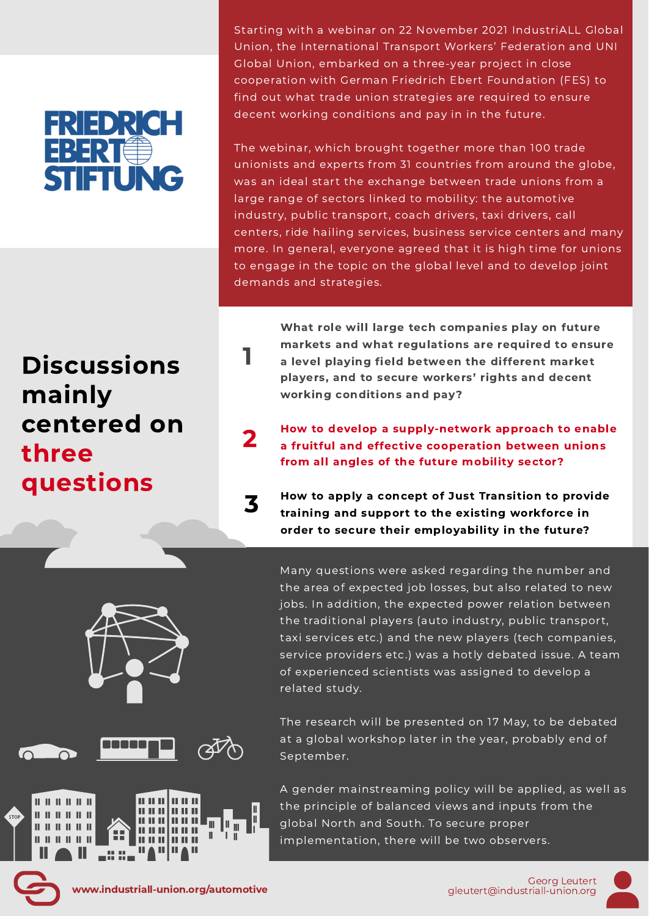FRIEDRICH EBERT STIFTUNG

Starting with a webinar on 22 November 2021 IndustriALL Global Union, the International Transport Workers' Federation and UNI Global Union, embarked on a three-year project in close cooperation with German Friedrich Ebert Foundation (FES) to find out what trade union strategies are required to ensure decent working conditions and pay in in the future.

The webinar, which brought together more than 100 trade unionists and experts from 31 countries from around the globe, was an ideal start the exchange between trade unions from a large range of sectors linked to mobility: the automotive industry, public transport, coach drivers, taxi drivers, call centers, ride hailing services, business service centers and many more. In general, everyone agreed that it is high time for unions to engage in the topic on the global level and to develop joint demands and strategies.

## Discussions mainly centered on three questions

1. **What role will large tech companies play on future markets and what regulations are required to ensure a level playing field between the different market players, and to secure workers' rights and decent working conditions and pay?**
2. **How to develop a supply-network approach to enable a fruitful and effective cooperation between unions from all angles of the future mobility sector?**
3. **How to apply a concept of Just Transition to provide training and support to the existing workforce in order to secure their employability in the future?**

Many questions were asked regarding the number and the area of expected job losses, but also related to new jobs. In addition, the expected power relation between the traditional players (auto industry, public transport, taxi services etc.) and the new players (tech companies, service providers etc.) was a hotly debated issue. A team of experienced scientists was assigned to develop a related study.

The research will be presented on 17 May, to be debated at a global workshop later in the year, probably end of September.

A gender mainstreaming policy will be applied, as well as the principle of balanced views and inputs from the global North and South. To secure proper implementation, there will be two observers.

www.industriall-union.org/automotive

Georg Leutert
gleutert@industriall-union.org